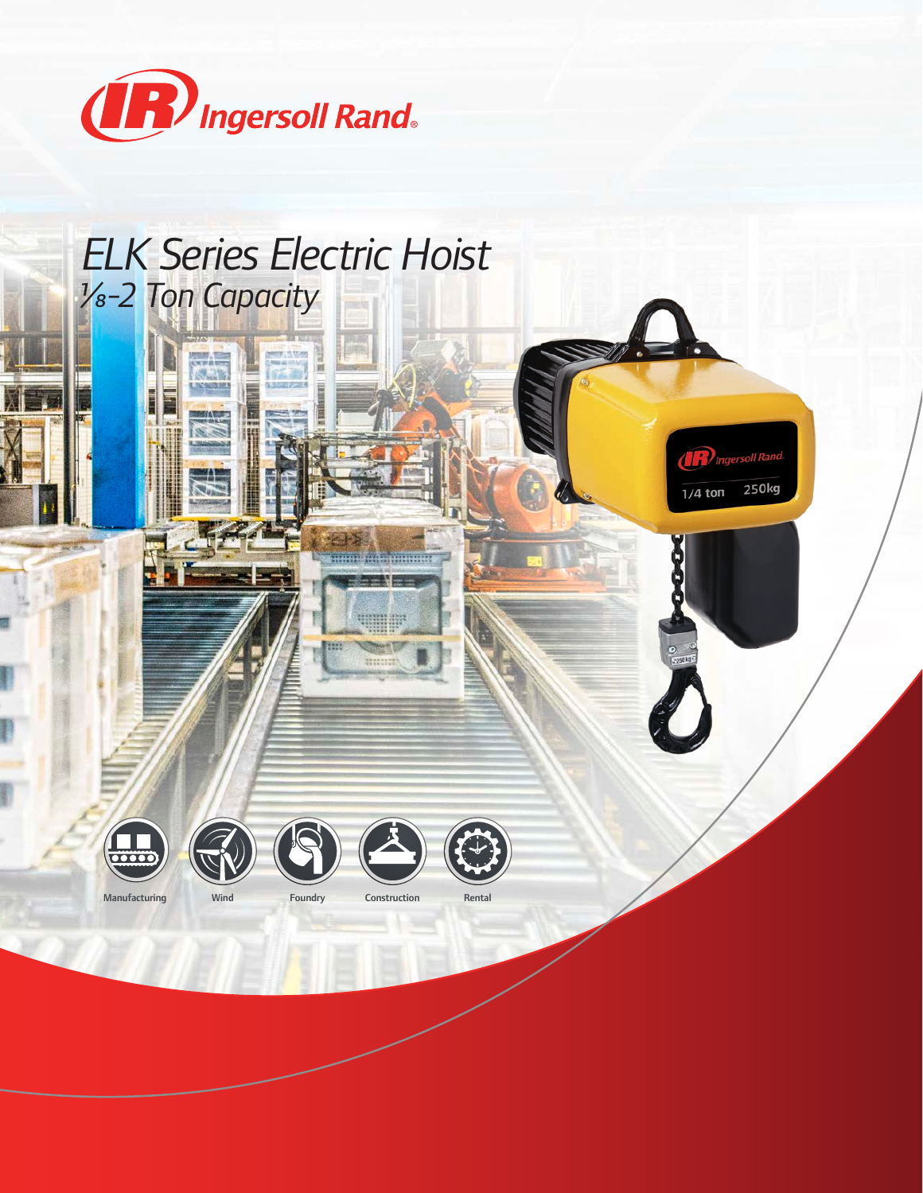Ingersoll Rand

# ELK Series Electric Hoist

## ⅛-2 Ton Capacity

Manufacturing

Wind

Foundry

Construction

Rental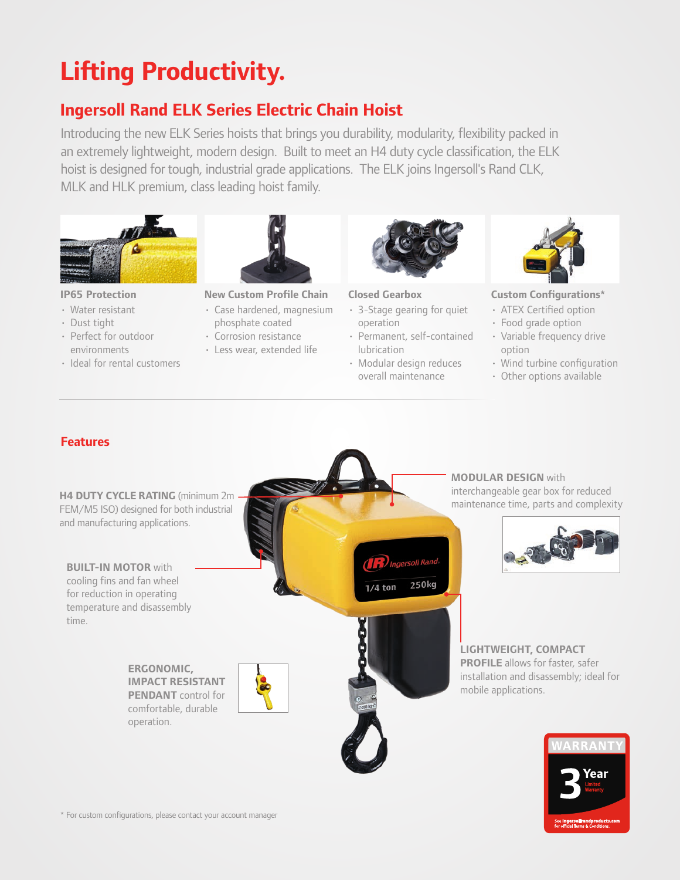# Lifting Productivity.

## Ingersoll Rand ELK Series Electric Chain Hoist

Introducing the new ELK Series hoists that brings you durability, modularity, flexibility packed in an extremely lightweight, modern design. Built to meet an H4 duty cycle classification, the ELK hoist is designed for tough, industrial grade applications. The ELK joins Ingersoll's Rand CLK, MLK and HLK premium, class leading hoist family.

**IP65 Protection**

- Water resistant
- Dust tight
- Perfect for outdoor environments
- Ideal for rental customers

**New Custom Profile Chain**

- Case hardened, magnesium phosphate coated
- Corrosion resistance
- Less wear, extended life

**Closed Gearbox**

- 3-Stage gearing for quiet operation
- Permanent, self-contained lubrication
- Modular design reduces overall maintenance

**Custom Configurations***

- ATEX Certified option
- Food grade option
- Variable frequency drive option
- Wind turbine configuration
- Other options available

### Features

**H4 DUTY CYCLE RATING** (minimum 2m FEM/M5 ISO) designed for both industrial and manufacturing applications.

**BUILT-IN MOTOR** with cooling fins and fan wheel for reduction in operating temperature and disassembly time.

**ERGONOMIC, IMPACT RESISTANT PENDANT** control for comfortable, durable operation.

**MODULAR DESIGN** with interchangeable gear box for reduced maintenance time, parts and complexity

**LIGHTWEIGHT, COMPACT PROFILE** allows for faster, safer installation and disassembly; ideal for mobile applications.

WARRANTY

3 Year Limited Warranty

See ingersollrandproducts.com for official Terms & Conditions.

* For custom configurations, please contact your account manager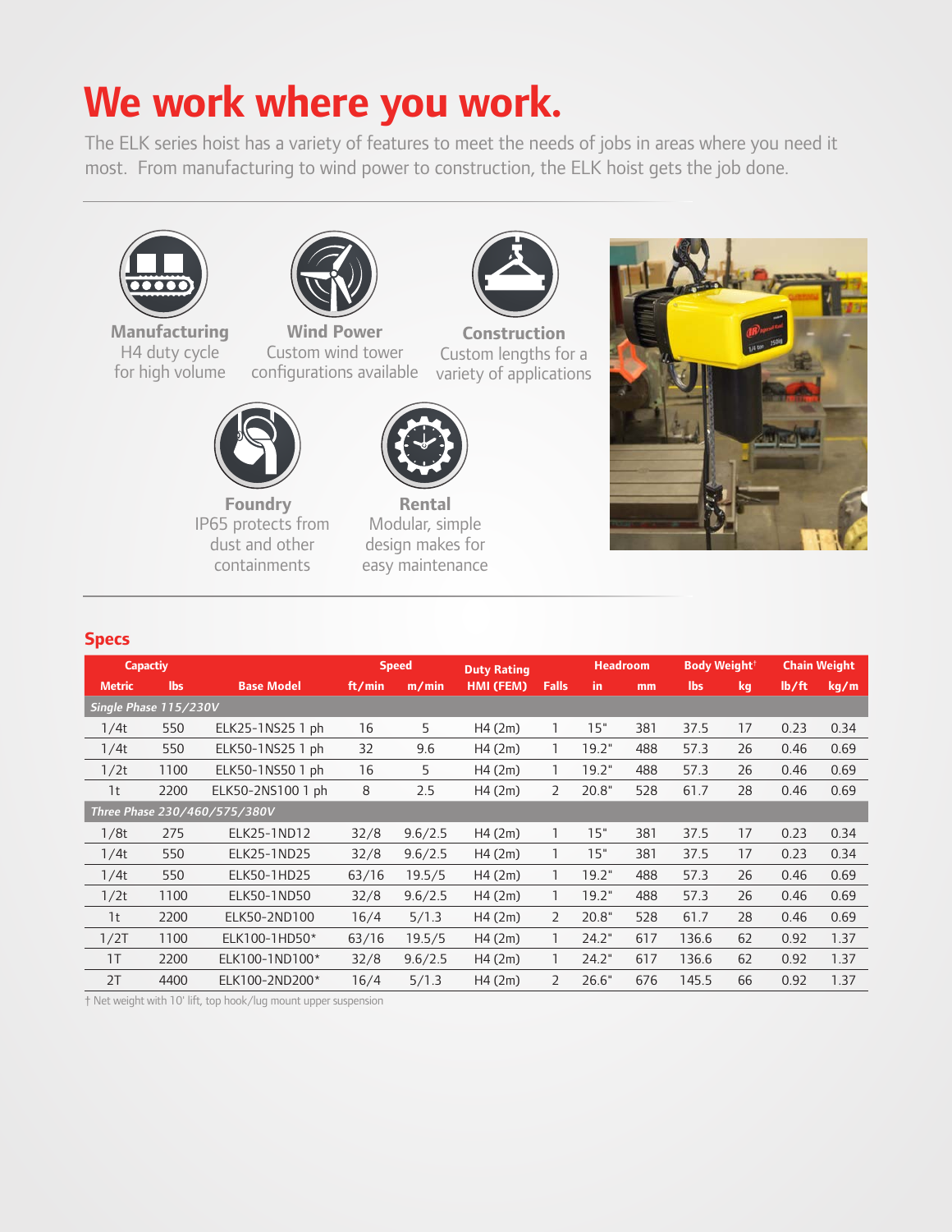# We work where you work.

The ELK series hoist has a variety of features to meet the needs of jobs in areas where you need it most. From manufacturing to wind power to construction, the ELK hoist gets the job done.

**Manufacturing**
H4 duty cycle for high volume

**Wind Power**
Custom wind tower configurations available

**Construction**
Custom lengths for a variety of applications

**Foundry**
IP65 protects from dust and other containments

**Rental**
Modular, simple design makes for easy maintenance

## Specs

| Capactiy | | Base Model | Speed | | Duty Rating | Falls | Headroom | | Body Weight† | | Chain Weight | |
|---|---|---|---|---|---|---|---|---|---|---|---|---|
| Metric | lbs | | ft/min | m/min | HMI (FEM) | | in | mm | lbs | kg | lb/ft | kg/m |
| *Single Phase 115/230V* | | | | | | | | | | | | |
| 1/4t | 550 | ELK25-1NS25 1 ph | 16 | 5 | H4 (2m) | 1 | 15" | 381 | 37.5 | 17 | 0.23 | 0.34 |
| 1/4t | 550 | ELK50-1NS25 1 ph | 32 | 9.6 | H4 (2m) | 1 | 19.2" | 488 | 57.3 | 26 | 0.46 | 0.69 |
| 1/2t | 1100 | ELK50-1NS50 1 ph | 16 | 5 | H4 (2m) | 1 | 19.2" | 488 | 57.3 | 26 | 0.46 | 0.69 |
| 1t | 2200 | ELK50-2NS100 1 ph | 8 | 2.5 | H4 (2m) | 2 | 20.8" | 528 | 61.7 | 28 | 0.46 | 0.69 |
| *Three Phase 230/460/575/380V* | | | | | | | | | | | | |
| 1/8t | 275 | ELK25-1ND12 | 32/8 | 9.6/2.5 | H4 (2m) | 1 | 15" | 381 | 37.5 | 17 | 0.23 | 0.34 |
| 1/4t | 550 | ELK25-1ND25 | 32/8 | 9.6/2.5 | H4 (2m) | 1 | 15" | 381 | 37.5 | 17 | 0.23 | 0.34 |
| 1/4t | 550 | ELK50-1HD25 | 63/16 | 19.5/5 | H4 (2m) | 1 | 19.2" | 488 | 57.3 | 26 | 0.46 | 0.69 |
| 1/2t | 1100 | ELK50-1ND50 | 32/8 | 9.6/2.5 | H4 (2m) | 1 | 19.2" | 488 | 57.3 | 26 | 0.46 | 0.69 |
| 1t | 2200 | ELK50-2ND100 | 16/4 | 5/1.3 | H4 (2m) | 2 | 20.8" | 528 | 61.7 | 28 | 0.46 | 0.69 |
| 1/2T | 1100 | ELK100-1HD50* | 63/16 | 19.5/5 | H4 (2m) | 1 | 24.2" | 617 | 136.6 | 62 | 0.92 | 1.37 |
| 1T | 2200 | ELK100-1ND100* | 32/8 | 9.6/2.5 | H4 (2m) | 1 | 24.2" | 617 | 136.6 | 62 | 0.92 | 1.37 |
| 2T | 4400 | ELK100-2ND200* | 16/4 | 5/1.3 | H4 (2m) | 2 | 26.6" | 676 | 145.5 | 66 | 0.92 | 1.37 |

† Net weight with 10' lift, top hook/lug mount upper suspension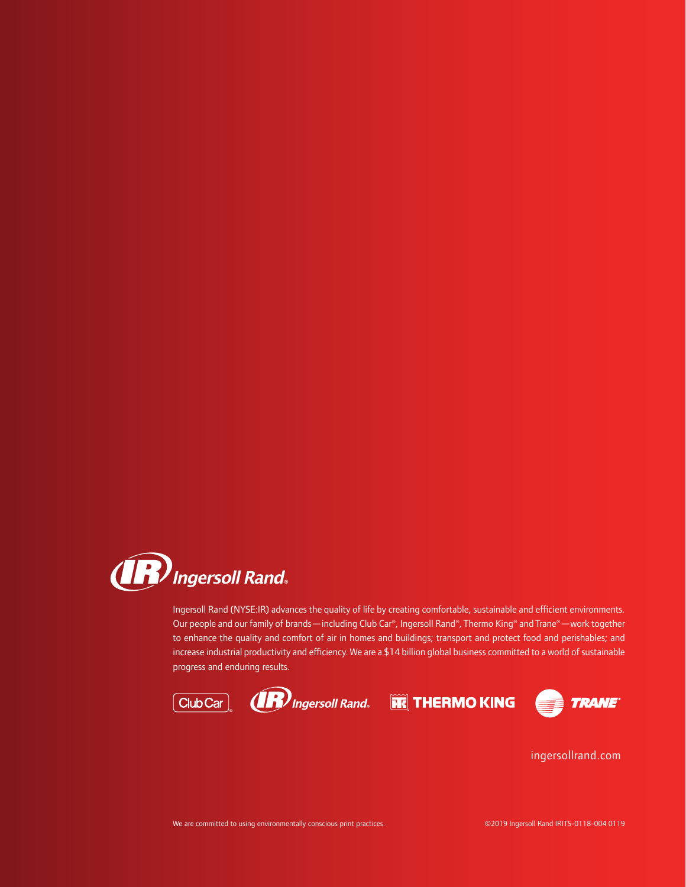Ingersoll Rand

Ingersoll Rand (NYSE:IR) advances the quality of life by creating comfortable, sustainable and efficient environments. Our people and our family of brands — including Club Car®, Ingersoll Rand®, Thermo King® and Trane® — work together to enhance the quality and comfort of air in homes and buildings; transport and protect food and perishables; and increase industrial productivity and efficiency. We are a $14 billion global business committed to a world of sustainable progress and enduring results.

Club Car | Ingersoll Rand | THERMO KING | TRANE

ingersollrand.com

We are committed to using environmentally conscious print practices.

©2019 Ingersoll Rand IRITS-0118-004 0119